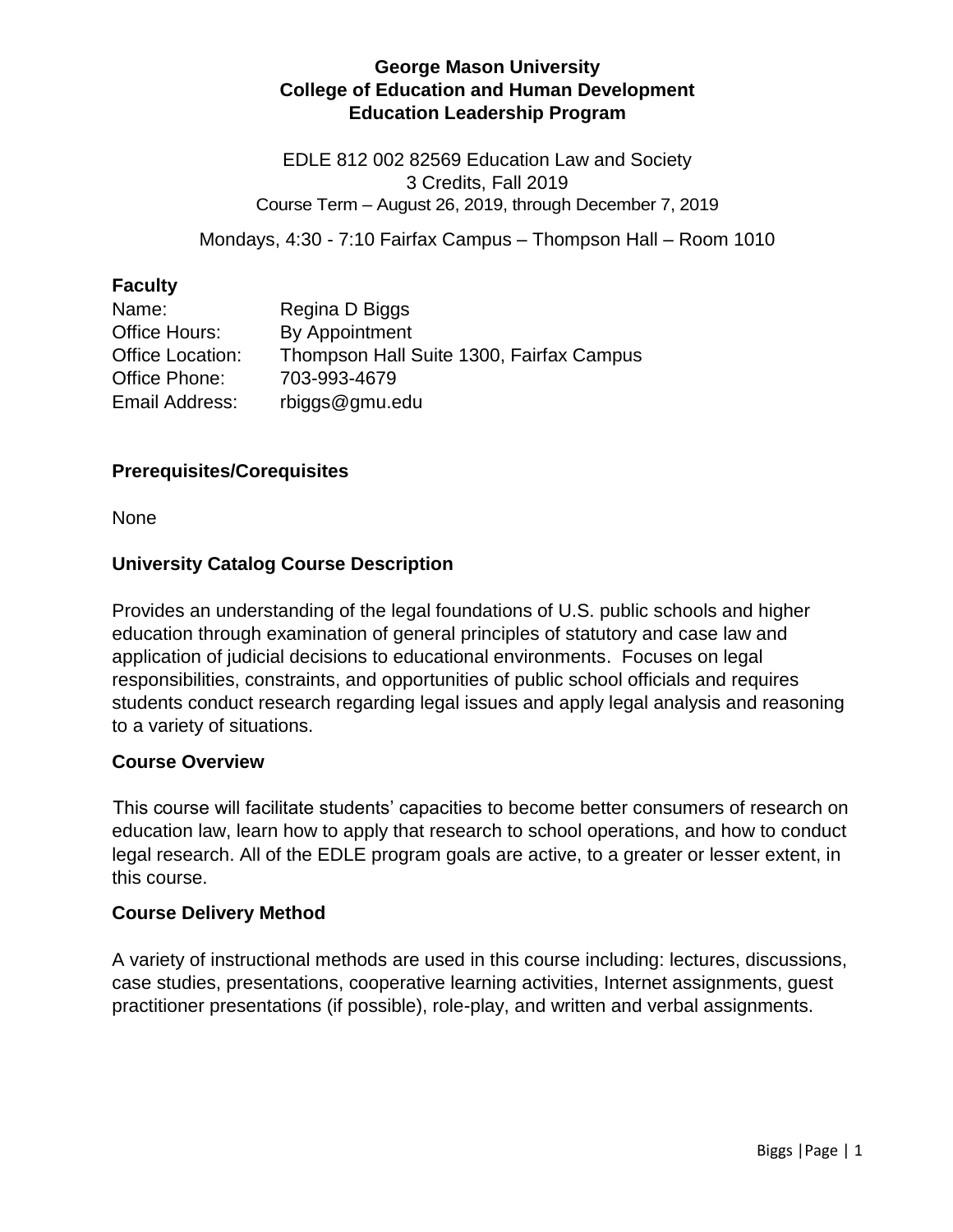# George Mason University
## College of Education and Human Development
## Education Leadership Program

EDLE 812 002 82569 Education Law and Society
3 Credits, Fall 2019
Course Term – August 26, 2019, through December 7, 2019

Mondays, 4:30 - 7:10 Fairfax Campus – Thompson Hall – Room 1010

### Faculty

| | |
|---|---|
| Name: | Regina D Biggs |
| Office Hours: | By Appointment |
| Office Location: | Thompson Hall Suite 1300, Fairfax Campus |
| Office Phone: | 703-993-4679 |
| Email Address: | rbiggs@gmu.edu |

### Prerequisites/Corequisites

None

### University Catalog Course Description

Provides an understanding of the legal foundations of U.S. public schools and higher education through examination of general principles of statutory and case law and application of judicial decisions to educational environments. Focuses on legal responsibilities, constraints, and opportunities of public school officials and requires students conduct research regarding legal issues and apply legal analysis and reasoning to a variety of situations.

### Course Overview

This course will facilitate students' capacities to become better consumers of research on education law, learn how to apply that research to school operations, and how to conduct legal research. All of the EDLE program goals are active, to a greater or lesser extent, in this course.

### Course Delivery Method

A variety of instructional methods are used in this course including: lectures, discussions, case studies, presentations, cooperative learning activities, Internet assignments, guest practitioner presentations (if possible), role-play, and written and verbal assignments.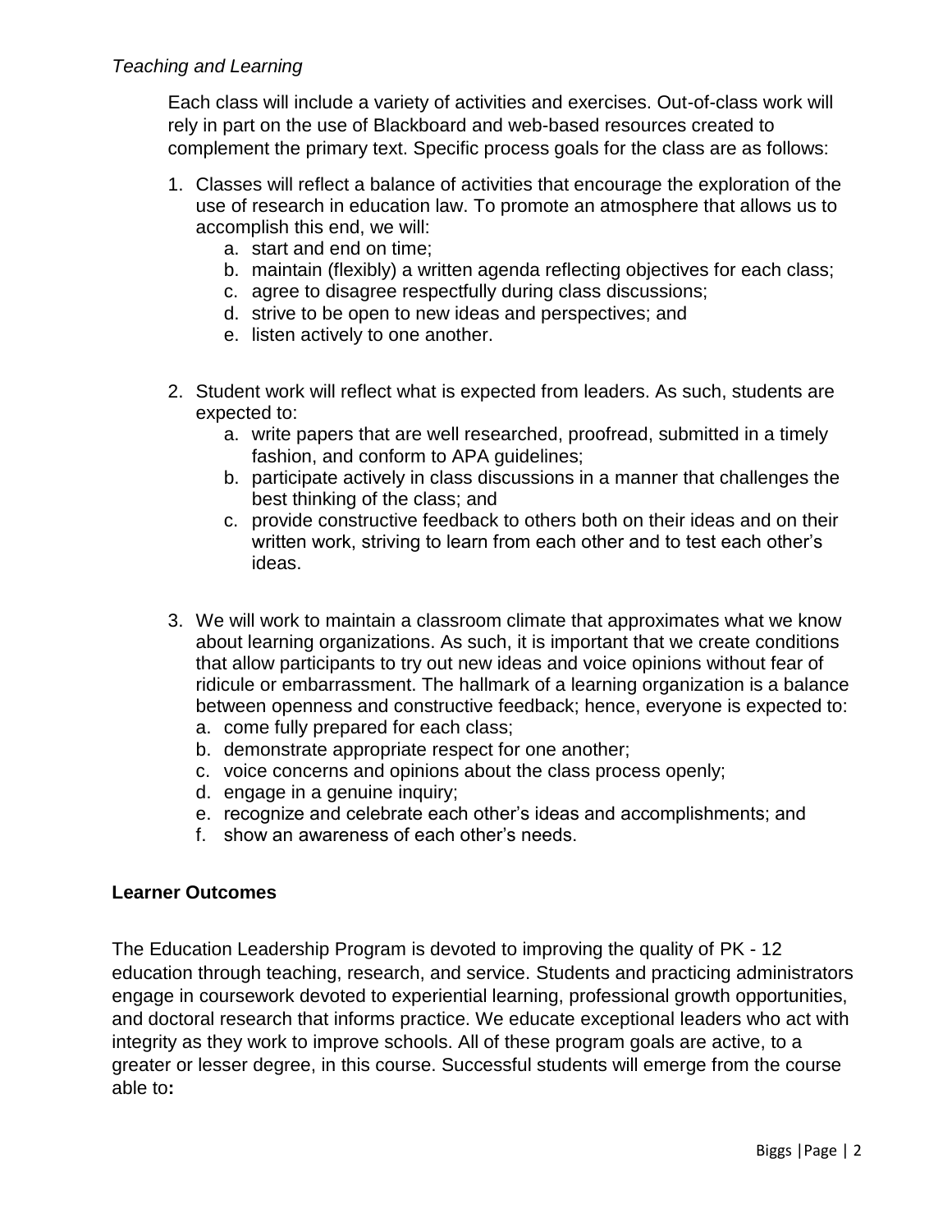*Teaching and Learning*

Each class will include a variety of activities and exercises. Out-of-class work will rely in part on the use of Blackboard and web-based resources created to complement the primary text. Specific process goals for the class are as follows:

1. Classes will reflect a balance of activities that encourage the exploration of the use of research in education law. To promote an atmosphere that allows us to accomplish this end, we will:
   a. start and end on time;
   b. maintain (flexibly) a written agenda reflecting objectives for each class;
   c. agree to disagree respectfully during class discussions;
   d. strive to be open to new ideas and perspectives; and
   e. listen actively to one another.

2. Student work will reflect what is expected from leaders. As such, students are expected to:
   a. write papers that are well researched, proofread, submitted in a timely fashion, and conform to APA guidelines;
   b. participate actively in class discussions in a manner that challenges the best thinking of the class; and
   c. provide constructive feedback to others both on their ideas and on their written work, striving to learn from each other and to test each other's ideas.

3. We will work to maintain a classroom climate that approximates what we know about learning organizations. As such, it is important that we create conditions that allow participants to try out new ideas and voice opinions without fear of ridicule or embarrassment. The hallmark of a learning organization is a balance between openness and constructive feedback; hence, everyone is expected to:
   a. come fully prepared for each class;
   b. demonstrate appropriate respect for one another;
   c. voice concerns and opinions about the class process openly;
   d. engage in a genuine inquiry;
   e. recognize and celebrate each other's ideas and accomplishments; and
   f. show an awareness of each other's needs.

**Learner Outcomes**

The Education Leadership Program is devoted to improving the quality of PK - 12 education through teaching, research, and service. Students and practicing administrators engage in coursework devoted to experiential learning, professional growth opportunities, and doctoral research that informs practice. We educate exceptional leaders who act with integrity as they work to improve schools. All of these program goals are active, to a greater or lesser degree, in this course. Successful students will emerge from the course able to**:**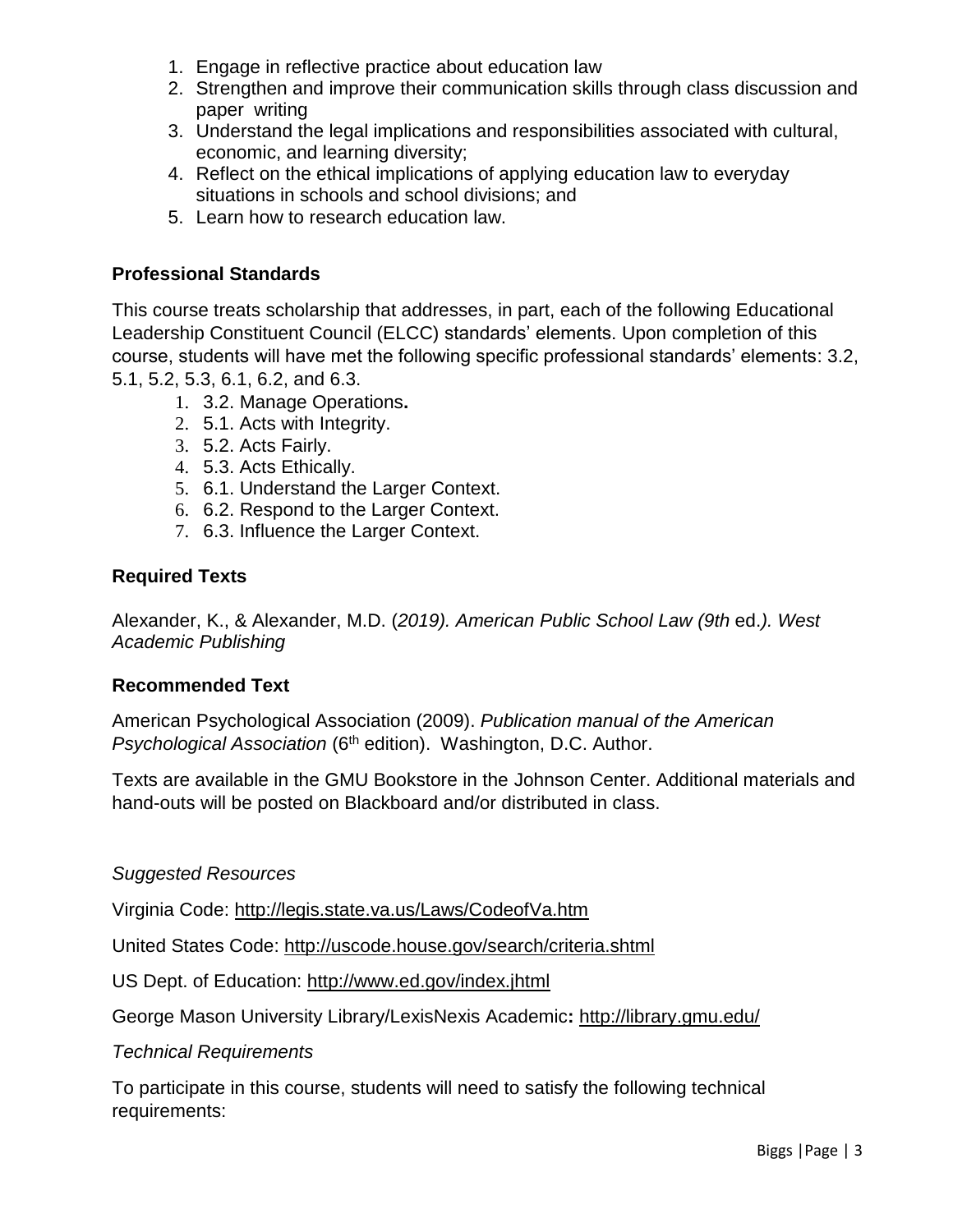1. Engage in reflective practice about education law
2. Strengthen and improve their communication skills through class discussion and paper writing
3. Understand the legal implications and responsibilities associated with cultural, economic, and learning diversity;
4. Reflect on the ethical implications of applying education law to everyday situations in schools and school divisions; and
5. Learn how to research education law.

### Professional Standards

This course treats scholarship that addresses, in part, each of the following Educational Leadership Constituent Council (ELCC) standards' elements. Upon completion of this course, students will have met the following specific professional standards' elements: 3.2, 5.1, 5.2, 5.3, 6.1, 6.2, and 6.3.

1. 3.2. Manage Operations**.**
2. 5.1. Acts with Integrity.
3. 5.2. Acts Fairly.
4. 5.3. Acts Ethically.
5. 6.1. Understand the Larger Context.
6. 6.2. Respond to the Larger Context.
7. 6.3. Influence the Larger Context.

### Required Texts

Alexander, K., & Alexander, M.D. (*2019). American Public School Law (9th* ed.*). West Academic Publishing*

### Recommended Text

American Psychological Association (2009). *Publication manual of the American Psychological Association* (6th edition). Washington, D.C. Author.

Texts are available in the GMU Bookstore in the Johnson Center. Additional materials and hand-outs will be posted on Blackboard and/or distributed in class.

*Suggested Resources*

Virginia Code: http://legis.state.va.us/Laws/CodeofVa.htm

United States Code: http://uscode.house.gov/search/criteria.shtml

US Dept. of Education: http://www.ed.gov/index.jhtml

George Mason University Library/LexisNexis Academic**:** http://library.gmu.edu/

*Technical Requirements*

To participate in this course, students will need to satisfy the following technical requirements: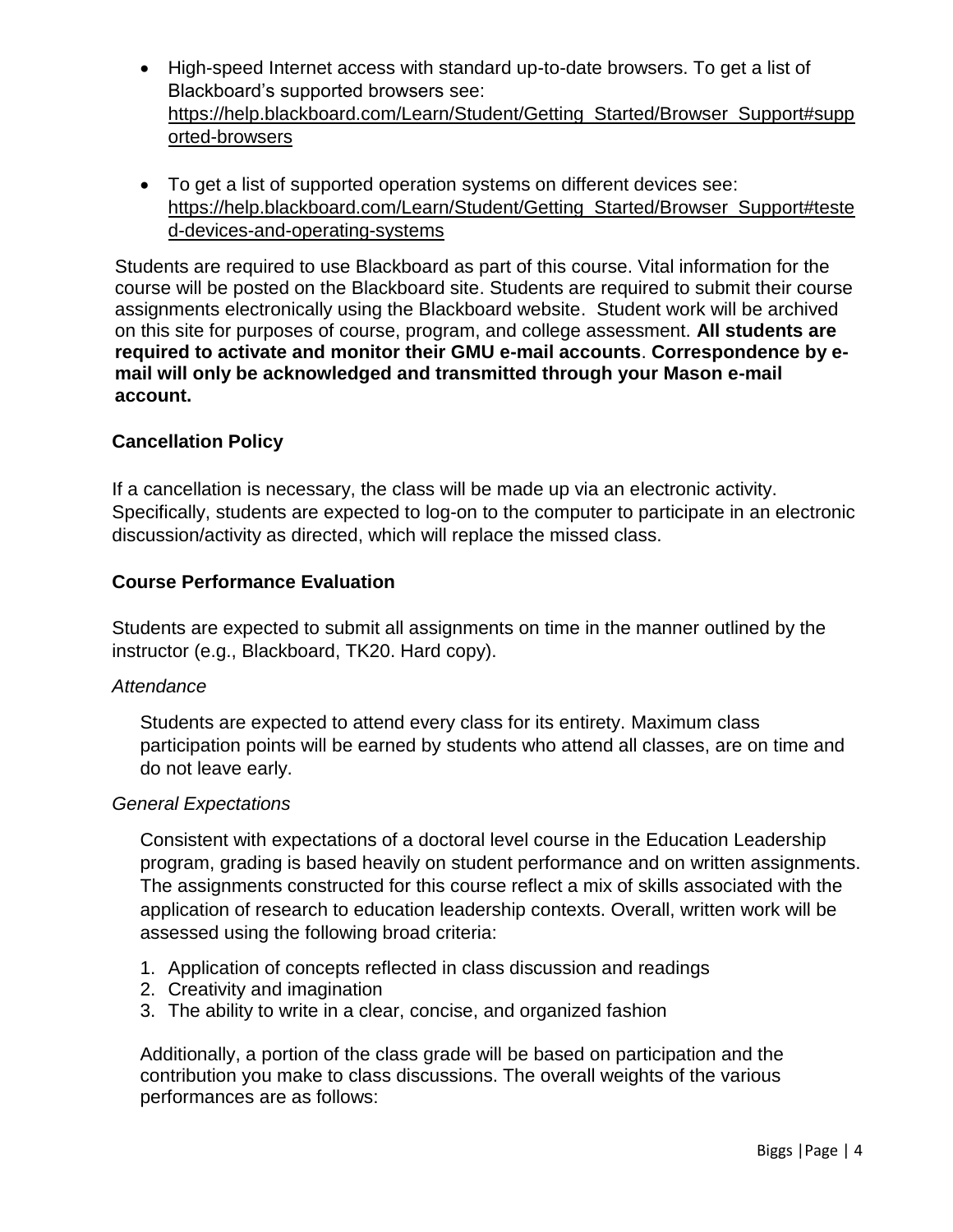- High-speed Internet access with standard up-to-date browsers. To get a list of Blackboard's supported browsers see: https://help.blackboard.com/Learn/Student/Getting_Started/Browser_Support#supported-browsers

- To get a list of supported operation systems on different devices see: https://help.blackboard.com/Learn/Student/Getting_Started/Browser_Support#tested-devices-and-operating-systems

Students are required to use Blackboard as part of this course. Vital information for the course will be posted on the Blackboard site. Students are required to submit their course assignments electronically using the Blackboard website. Student work will be archived on this site for purposes of course, program, and college assessment. **All students are required to activate and monitor their GMU e-mail accounts**. **Correspondence by e-mail will only be acknowledged and transmitted through your Mason e-mail account.**

### Cancellation Policy

If a cancellation is necessary, the class will be made up via an electronic activity. Specifically, students are expected to log-on to the computer to participate in an electronic discussion/activity as directed, which will replace the missed class.

### Course Performance Evaluation

Students are expected to submit all assignments on time in the manner outlined by the instructor (e.g., Blackboard, TK20. Hard copy).

*Attendance*

Students are expected to attend every class for its entirety. Maximum class participation points will be earned by students who attend all classes, are on time and do not leave early.

*General Expectations*

Consistent with expectations of a doctoral level course in the Education Leadership program, grading is based heavily on student performance and on written assignments. The assignments constructed for this course reflect a mix of skills associated with the application of research to education leadership contexts. Overall, written work will be assessed using the following broad criteria:

1. Application of concepts reflected in class discussion and readings
2. Creativity and imagination
3. The ability to write in a clear, concise, and organized fashion

Additionally, a portion of the class grade will be based on participation and the contribution you make to class discussions. The overall weights of the various performances are as follows: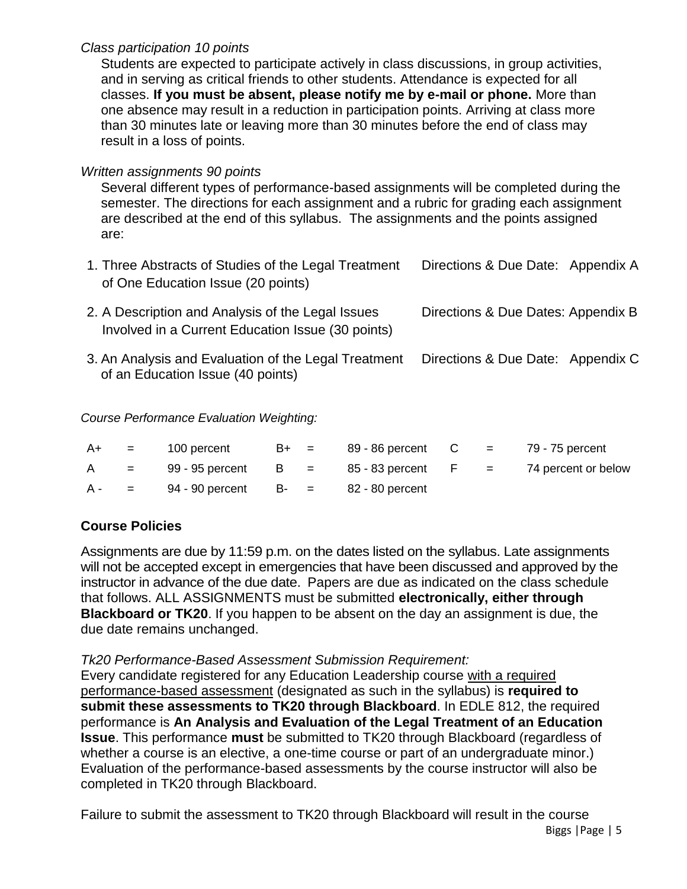*Class participation 10 points*

Students are expected to participate actively in class discussions, in group activities, and in serving as critical friends to other students. Attendance is expected for all classes. **If you must be absent, please notify me by e-mail or phone.** More than one absence may result in a reduction in participation points. Arriving at class more than 30 minutes late or leaving more than 30 minutes before the end of class may result in a loss of points.

*Written assignments 90 points*

Several different types of performance-based assignments will be completed during the semester. The directions for each assignment and a rubric for grading each assignment are described at the end of this syllabus. The assignments and the points assigned are:

| Assignment | Directions |
|---|---|
| 1. Three Abstracts of Studies of the Legal Treatment of One Education Issue (20 points) | Directions & Due Date: Appendix A |
| 2. A Description and Analysis of the Legal Issues Involved in a Current Education Issue (30 points) | Directions & Due Dates: Appendix B |
| 3. An Analysis and Evaluation of the Legal Treatment of an Education Issue (40 points) | Directions & Due Date: Appendix C |

*Course Performance Evaluation Weighting:*

| | | | | | | | | |
|---|---|---|---|---|---|---|---|---|
| A+ | = | 100 percent | B+ | = | 89 - 86 percent | C | = | 79 - 75 percent |
| A | = | 99 - 95 percent | B | = | 85 - 83 percent | F | = | 74 percent or below |
| A - | = | 94 - 90 percent | B- | = | 82 - 80 percent | | | |

## Course Policies

Assignments are due by 11:59 p.m. on the dates listed on the syllabus. Late assignments will not be accepted except in emergencies that have been discussed and approved by the instructor in advance of the due date. Papers are due as indicated on the class schedule that follows. ALL ASSIGNMENTS must be submitted **electronically, either through Blackboard or TK20**. If you happen to be absent on the day an assignment is due, the due date remains unchanged.

*Tk20 Performance-Based Assessment Submission Requirement:*

Every candidate registered for any Education Leadership course with a required performance-based assessment (designated as such in the syllabus) is **required to submit these assessments to TK20 through Blackboard**. In EDLE 812, the required performance is **An Analysis and Evaluation of the Legal Treatment of an Education Issue**. This performance **must** be submitted to TK20 through Blackboard (regardless of whether a course is an elective, a one-time course or part of an undergraduate minor.) Evaluation of the performance-based assessments by the course instructor will also be completed in TK20 through Blackboard.

Failure to submit the assessment to TK20 through Blackboard will result in the course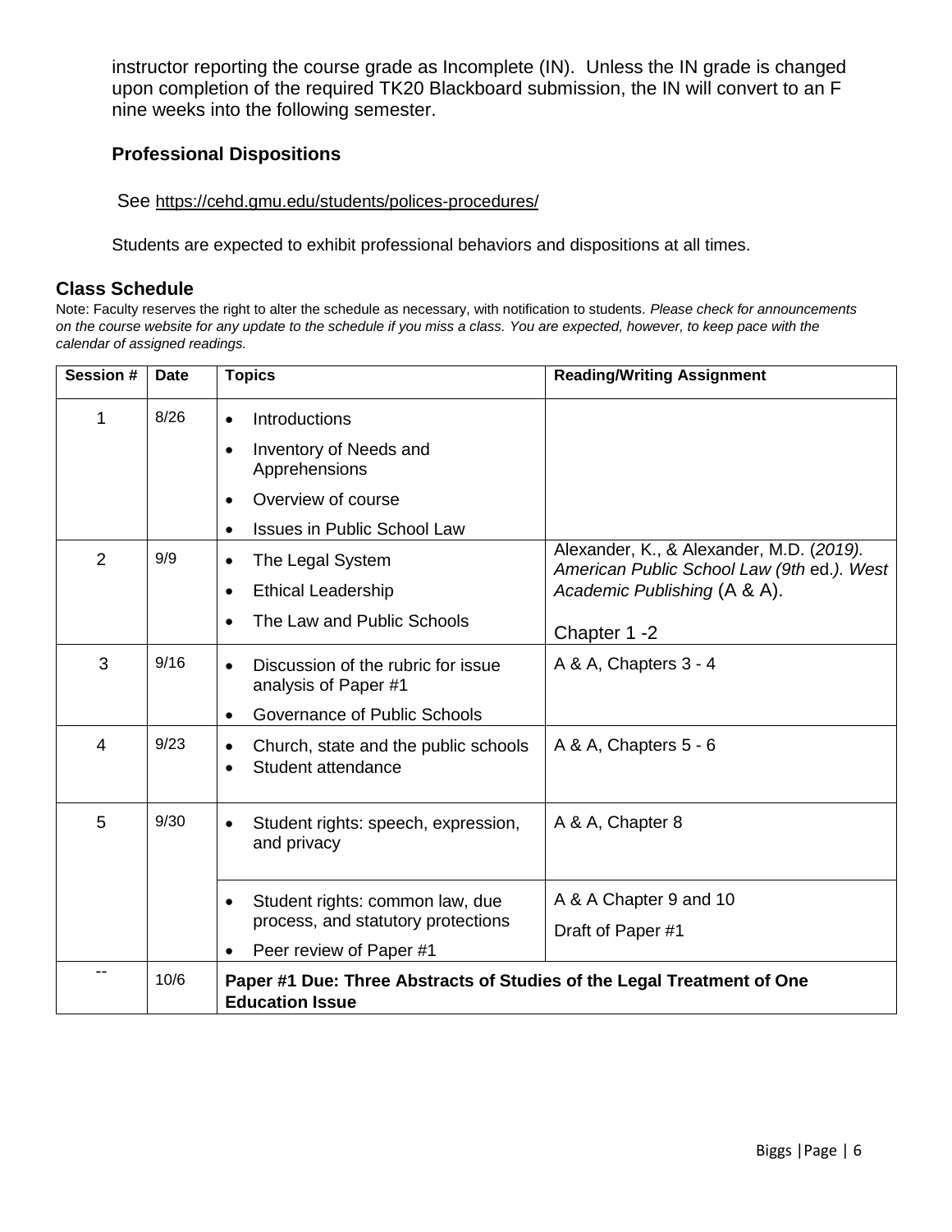instructor reporting the course grade as Incomplete (IN). Unless the IN grade is changed upon completion of the required TK20 Blackboard submission, the IN will convert to an F nine weeks into the following semester.

### Professional Dispositions

See https://cehd.gmu.edu/students/polices-procedures/

Students are expected to exhibit professional behaviors and dispositions at all times.

## Class Schedule

Note: Faculty reserves the right to alter the schedule as necessary, with notification to students. *Please check for announcements on the course website for any update to the schedule if you miss a class. You are expected, however, to keep pace with the calendar of assigned readings.*

| Session # | Date | Topics | Reading/Writing Assignment |
|---|---|---|---|
| 1 | 8/26 | • Introductions<br>• Inventory of Needs and Apprehensions<br>• Overview of course<br>• Issues in Public School Law | |
| 2 | 9/9 | • The Legal System<br>• Ethical Leadership<br>• The Law and Public Schools | Alexander, K., & Alexander, M.D. (*2019*). *American Public School Law (9th* ed.*). West Academic Publishing* (A & A).<br><br>Chapter 1 -2 |
| 3 | 9/16 | • Discussion of the rubric for issue analysis of Paper #1<br>• Governance of Public Schools | A & A, Chapters 3 - 4 |
| 4 | 9/23 | • Church, state and the public schools<br>• Student attendance | A & A, Chapters 5 - 6 |
| 5 | 9/30 | • Student rights: speech, expression, and privacy | A & A, Chapter 8 |
| | | • Student rights: common law, due process, and statutory protections<br>• Peer review of Paper #1 | A & A Chapter 9 and 10<br>Draft of Paper #1 |
| -- | 10/6 | **Paper #1 Due: Three Abstracts of Studies of the Legal Treatment of One Education Issue** | |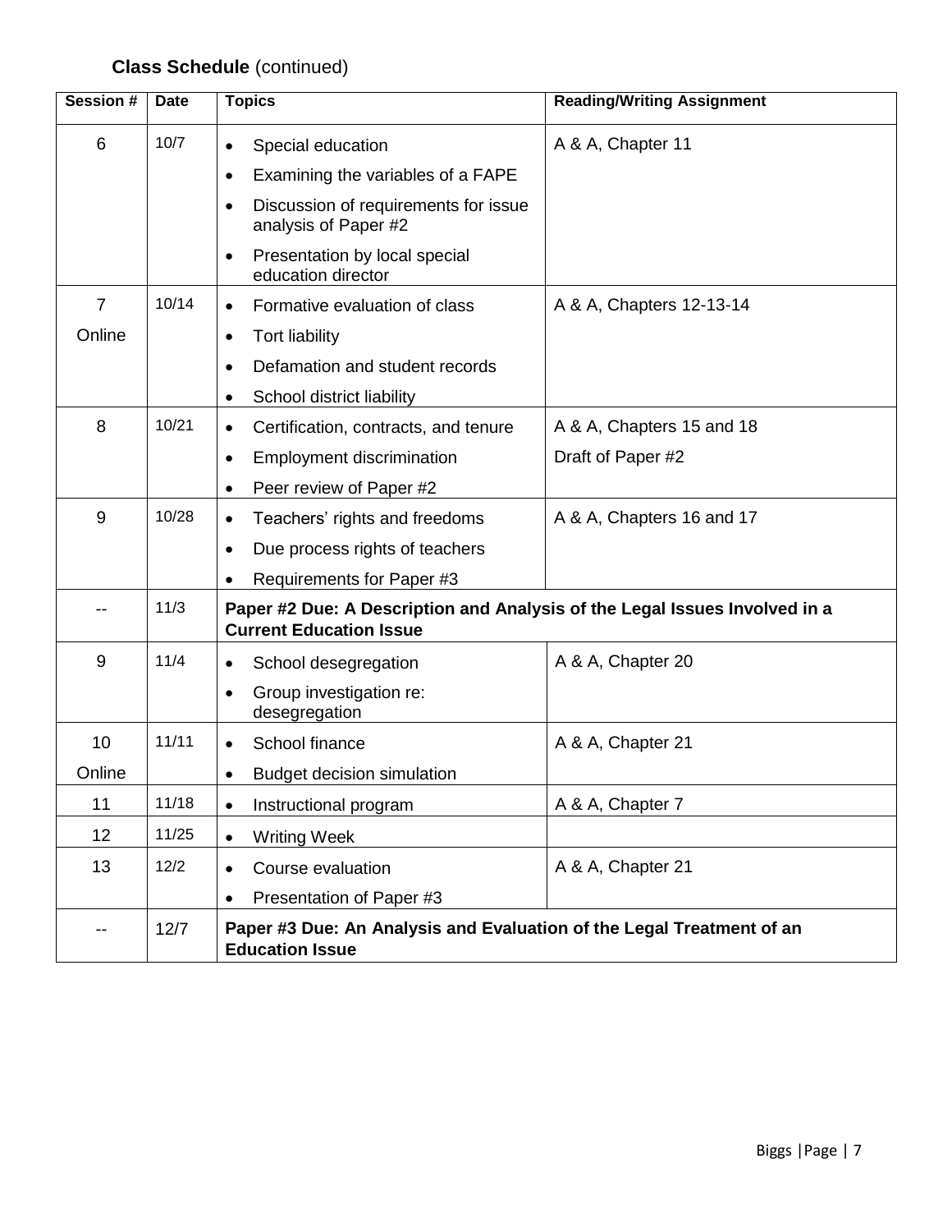**Class Schedule** (continued)

| Session # | Date | Topics | Reading/Writing Assignment |
|---|---|---|---|
| 6 | 10/7 | • Special education<br>• Examining the variables of a FAPE<br>• Discussion of requirements for issue analysis of Paper #2<br>• Presentation by local special education director | A & A, Chapter 11 |
| 7<br>Online | 10/14 | • Formative evaluation of class<br>• Tort liability<br>• Defamation and student records<br>• School district liability | A & A, Chapters 12-13-14 |
| 8 | 10/21 | • Certification, contracts, and tenure<br>• Employment discrimination<br>• Peer review of Paper #2 | A & A, Chapters 15 and 18<br>Draft of Paper #2 |
| 9 | 10/28 | • Teachers' rights and freedoms<br>• Due process rights of teachers<br>• Requirements for Paper #3 | A & A, Chapters 16 and 17 |
| -- | 11/3 | **Paper #2 Due: A Description and Analysis of the Legal Issues Involved in a Current Education Issue** | |
| 9 | 11/4 | • School desegregation<br>• Group investigation re: desegregation | A & A, Chapter 20 |
| 10<br>Online | 11/11 | • School finance<br>• Budget decision simulation | A & A, Chapter 21 |
| 11 | 11/18 | • Instructional program | A & A, Chapter 7 |
| 12 | 11/25 | • Writing Week | |
| 13 | 12/2 | • Course evaluation<br>• Presentation of Paper #3 | A & A, Chapter 21 |
| -- | 12/7 | **Paper #3 Due: An Analysis and Evaluation of the Legal Treatment of an Education Issue** | |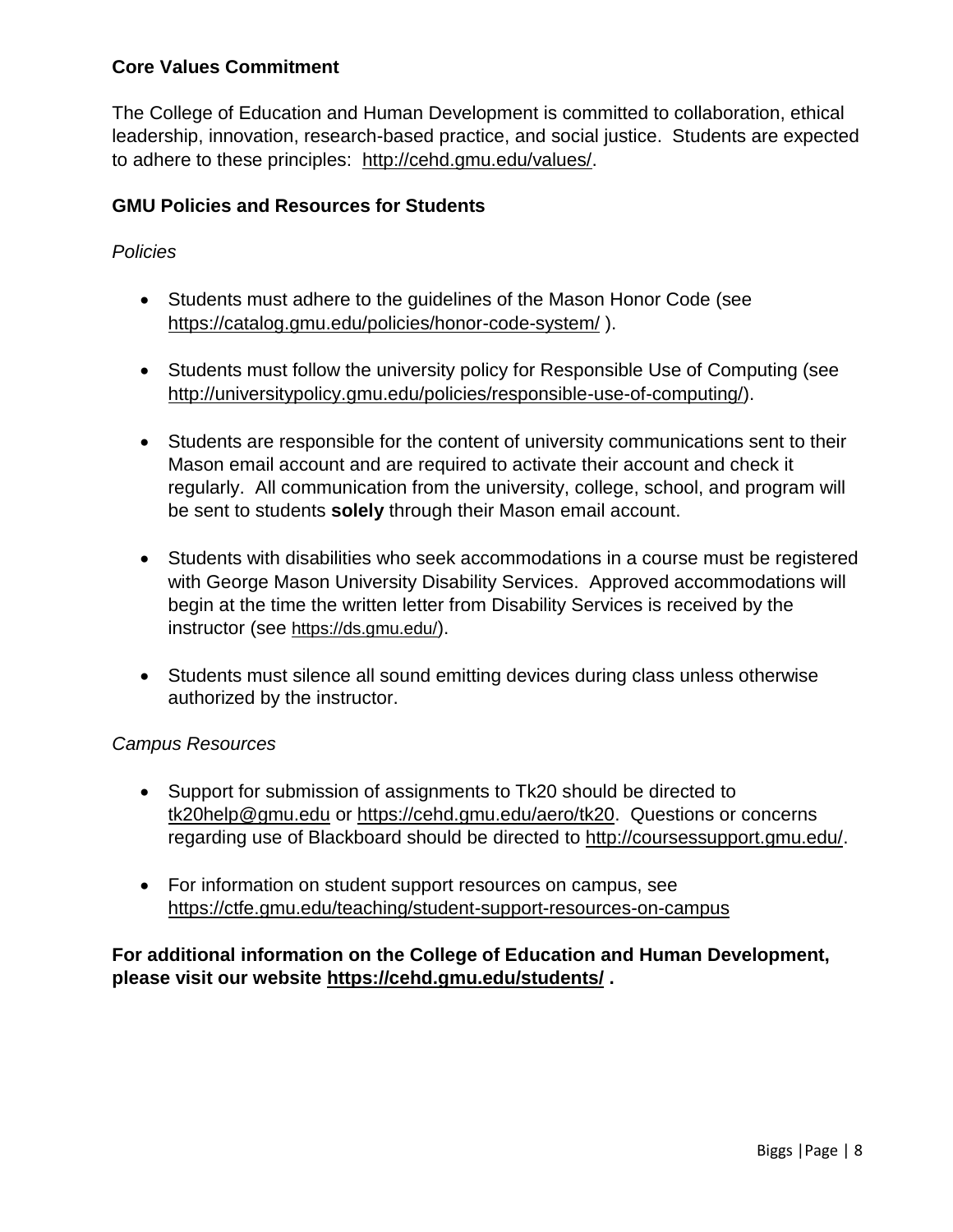**Core Values Commitment**

The College of Education and Human Development is committed to collaboration, ethical leadership, innovation, research-based practice, and social justice. Students are expected to adhere to these principles: http://cehd.gmu.edu/values/.

**GMU Policies and Resources for Students**

*Policies*

- Students must adhere to the guidelines of the Mason Honor Code (see https://catalog.gmu.edu/policies/honor-code-system/ ).

- Students must follow the university policy for Responsible Use of Computing (see http://universitypolicy.gmu.edu/policies/responsible-use-of-computing/).

- Students are responsible for the content of university communications sent to their Mason email account and are required to activate their account and check it regularly. All communication from the university, college, school, and program will be sent to students **solely** through their Mason email account.

- Students with disabilities who seek accommodations in a course must be registered with George Mason University Disability Services. Approved accommodations will begin at the time the written letter from Disability Services is received by the instructor (see https://ds.gmu.edu/).

- Students must silence all sound emitting devices during class unless otherwise authorized by the instructor.

*Campus Resources*

- Support for submission of assignments to Tk20 should be directed to tk20help@gmu.edu or https://cehd.gmu.edu/aero/tk20. Questions or concerns regarding use of Blackboard should be directed to http://coursessupport.gmu.edu/.

- For information on student support resources on campus, see https://ctfe.gmu.edu/teaching/student-support-resources-on-campus

**For additional information on the College of Education and Human Development, please visit our website https://cehd.gmu.edu/students/ .**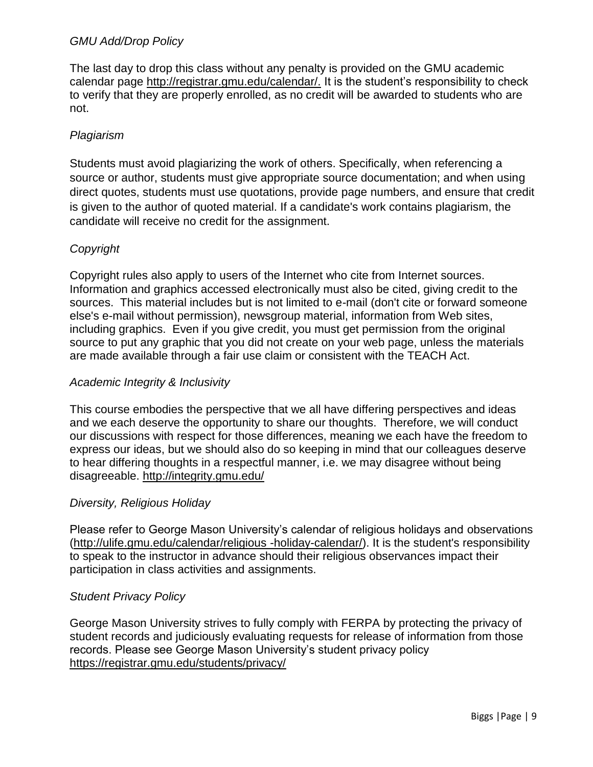*GMU Add/Drop Policy*

The last day to drop this class without any penalty is provided on the GMU academic calendar page http://registrar.gmu.edu/calendar/. It is the student's responsibility to check to verify that they are properly enrolled, as no credit will be awarded to students who are not.

*Plagiarism*

Students must avoid plagiarizing the work of others. Specifically, when referencing a source or author, students must give appropriate source documentation; and when using direct quotes, students must use quotations, provide page numbers, and ensure that credit is given to the author of quoted material. If a candidate's work contains plagiarism, the candidate will receive no credit for the assignment.

*Copyright*

Copyright rules also apply to users of the Internet who cite from Internet sources. Information and graphics accessed electronically must also be cited, giving credit to the sources. This material includes but is not limited to e-mail (don't cite or forward someone else's e-mail without permission), newsgroup material, information from Web sites, including graphics. Even if you give credit, you must get permission from the original source to put any graphic that you did not create on your web page, unless the materials are made available through a fair use claim or consistent with the TEACH Act.

*Academic Integrity & Inclusivity*

This course embodies the perspective that we all have differing perspectives and ideas and we each deserve the opportunity to share our thoughts. Therefore, we will conduct our discussions with respect for those differences, meaning we each have the freedom to express our ideas, but we should also do so keeping in mind that our colleagues deserve to hear differing thoughts in a respectful manner, i.e. we may disagree without being disagreeable. http://integrity.gmu.edu/

*Diversity, Religious Holiday*

Please refer to George Mason University's calendar of religious holidays and observations (http://ulife.gmu.edu/calendar/religious -holiday-calendar/). It is the student's responsibility to speak to the instructor in advance should their religious observances impact their participation in class activities and assignments.

*Student Privacy Policy*

George Mason University strives to fully comply with FERPA by protecting the privacy of student records and judiciously evaluating requests for release of information from those records. Please see George Mason University's student privacy policy https://registrar.gmu.edu/students/privacy/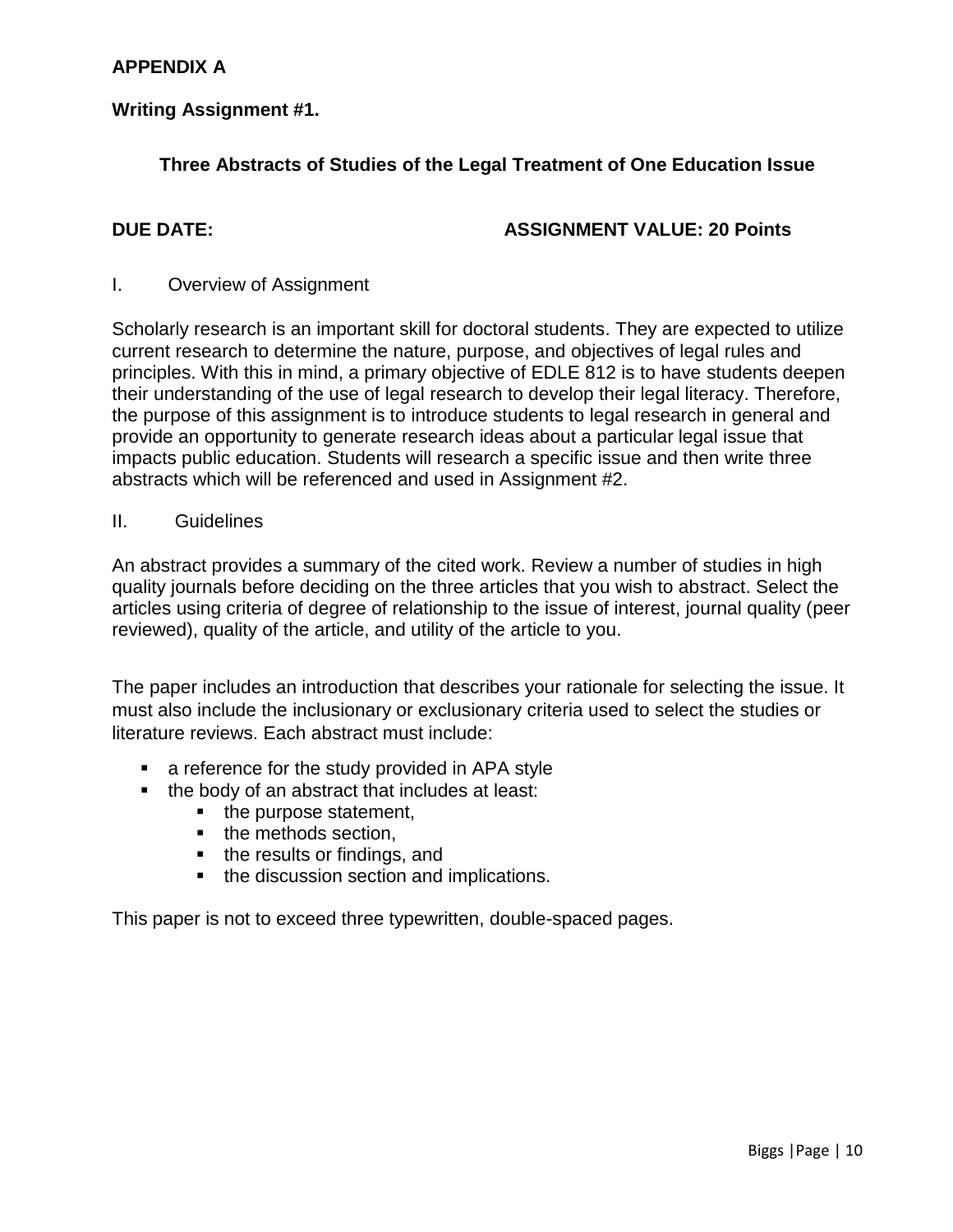**APPENDIX A**

**Writing Assignment #1.**

**Three Abstracts of Studies of the Legal Treatment of One Education Issue**

**DUE DATE:** **ASSIGNMENT VALUE: 20 Points**

I. Overview of Assignment

Scholarly research is an important skill for doctoral students. They are expected to utilize current research to determine the nature, purpose, and objectives of legal rules and principles. With this in mind, a primary objective of EDLE 812 is to have students deepen their understanding of the use of legal research to develop their legal literacy. Therefore, the purpose of this assignment is to introduce students to legal research in general and provide an opportunity to generate research ideas about a particular legal issue that impacts public education. Students will research a specific issue and then write three abstracts which will be referenced and used in Assignment #2.

II. Guidelines

An abstract provides a summary of the cited work. Review a number of studies in high quality journals before deciding on the three articles that you wish to abstract. Select the articles using criteria of degree of relationship to the issue of interest, journal quality (peer reviewed), quality of the article, and utility of the article to you.

The paper includes an introduction that describes your rationale for selecting the issue. It must also include the inclusionary or exclusionary criteria used to select the studies or literature reviews. Each abstract must include:

- a reference for the study provided in APA style
- the body of an abstract that includes at least:
    - the purpose statement,
    - the methods section,
    - the results or findings, and
    - the discussion section and implications.

This paper is not to exceed three typewritten, double-spaced pages.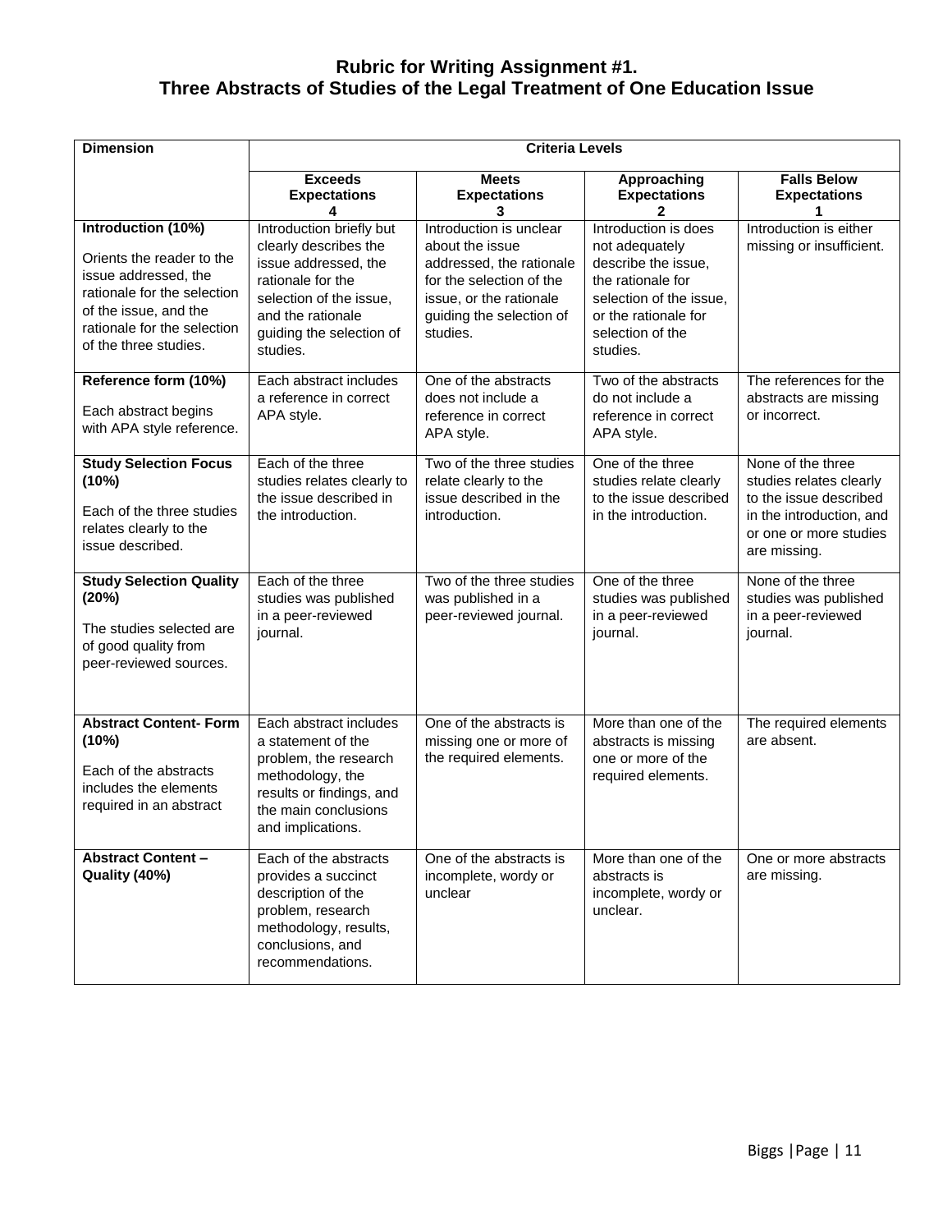## Rubric for Writing Assignment #1.
## Three Abstracts of Studies of the Legal Treatment of One Education Issue

| Dimension | Criteria Levels | | | |
|---|---|---|---|---|
| | **Exceeds Expectations 4** | **Meets Expectations 3** | **Approaching Expectations 2** | **Falls Below Expectations 1** |
| **Introduction (10%)**<br><br>Orients the reader to the issue addressed, the rationale for the selection of the issue, and the rationale for the selection of the three studies. | Introduction briefly but clearly describes the issue addressed, the rationale for the selection of the issue, and the rationale guiding the selection of studies. | Introduction is unclear about the issue addressed, the rationale for the selection of the issue, or the rationale guiding the selection of studies. | Introduction is does not adequately describe the issue, the rationale for selection of the issue, or the rationale for selection of the studies. | Introduction is either missing or insufficient. |
| **Reference form (10%)**<br><br>Each abstract begins with APA style reference. | Each abstract includes a reference in correct APA style. | One of the abstracts does not include a reference in correct APA style. | Two of the abstracts do not include a reference in correct APA style. | The references for the abstracts are missing or incorrect. |
| **Study Selection Focus (10%)**<br><br>Each of the three studies relates clearly to the issue described. | Each of the three studies relates clearly to the issue described in the introduction. | Two of the three studies relate clearly to the issue described in the introduction. | One of the three studies relate clearly to the issue described in the introduction. | None of the three studies relates clearly to the issue described in the introduction, and or one or more studies are missing. |
| **Study Selection Quality (20%)**<br><br>The studies selected are of good quality from peer-reviewed sources. | Each of the three studies was published in a peer-reviewed journal. | Two of the three studies was published in a peer-reviewed journal. | One of the three studies was published in a peer-reviewed journal. | None of the three studies was published in a peer-reviewed journal. |
| **Abstract Content- Form (10%)**<br><br>Each of the abstracts includes the elements required in an abstract | Each abstract includes a statement of the problem, the research methodology, the results or findings, and the main conclusions and implications. | One of the abstracts is missing one or more of the required elements. | More than one of the abstracts is missing one or more of the required elements. | The required elements are absent. |
| **Abstract Content – Quality (40%)** | Each of the abstracts provides a succinct description of the problem, research methodology, results, conclusions, and recommendations. | One of the abstracts is incomplete, wordy or unclear | More than one of the abstracts is incomplete, wordy or unclear. | One or more abstracts are missing. |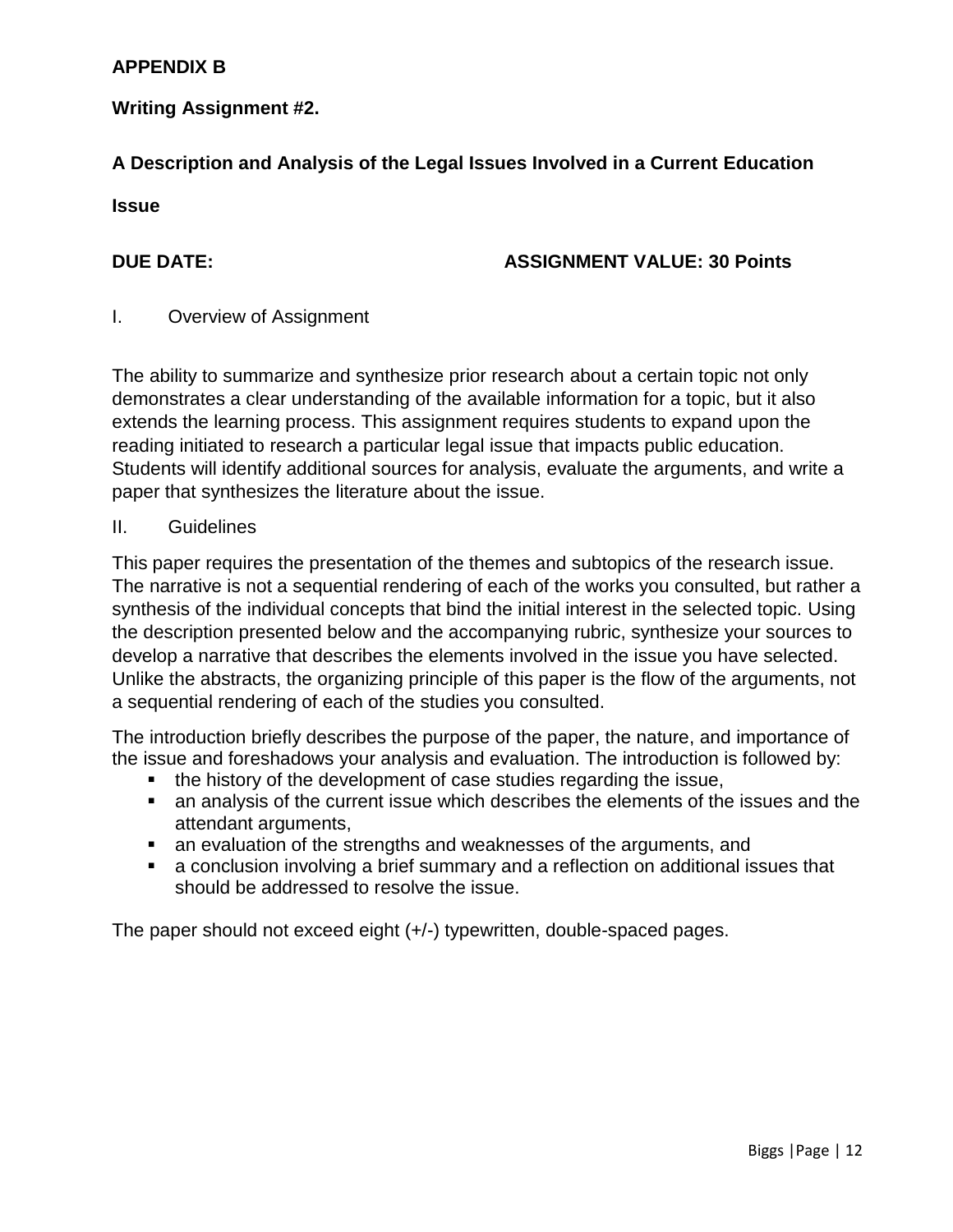**APPENDIX B**

**Writing Assignment #2.**

**A Description and Analysis of the Legal Issues Involved in a Current Education Issue**

**DUE DATE:** **ASSIGNMENT VALUE: 30 Points**

I. Overview of Assignment

The ability to summarize and synthesize prior research about a certain topic not only demonstrates a clear understanding of the available information for a topic, but it also extends the learning process. This assignment requires students to expand upon the reading initiated to research a particular legal issue that impacts public education. Students will identify additional sources for analysis, evaluate the arguments, and write a paper that synthesizes the literature about the issue.

II. Guidelines

This paper requires the presentation of the themes and subtopics of the research issue. The narrative is not a sequential rendering of each of the works you consulted, but rather a synthesis of the individual concepts that bind the initial interest in the selected topic. Using the description presented below and the accompanying rubric, synthesize your sources to develop a narrative that describes the elements involved in the issue you have selected. Unlike the abstracts, the organizing principle of this paper is the flow of the arguments, not a sequential rendering of each of the studies you consulted.

The introduction briefly describes the purpose of the paper, the nature, and importance of the issue and foreshadows your analysis and evaluation. The introduction is followed by:

- the history of the development of case studies regarding the issue,
- an analysis of the current issue which describes the elements of the issues and the attendant arguments,
- an evaluation of the strengths and weaknesses of the arguments, and
- a conclusion involving a brief summary and a reflection on additional issues that should be addressed to resolve the issue.

The paper should not exceed eight (+/-) typewritten, double-spaced pages.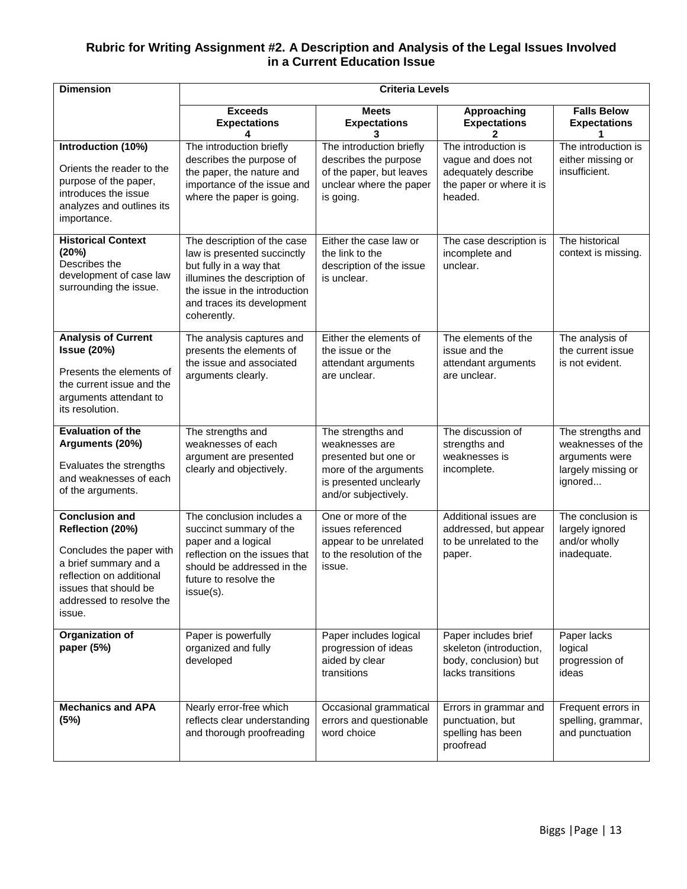## Rubric for Writing Assignment #2. A Description and Analysis of the Legal Issues Involved in a Current Education Issue

| Dimension | Criteria Levels | | | |
|---|---|---|---|---|
| | **Exceeds Expectations 4** | **Meets Expectations 3** | **Approaching Expectations 2** | **Falls Below Expectations 1** |
| **Introduction (10%)** Orients the reader to the purpose of the paper, introduces the issue analyzes and outlines its importance. | The introduction briefly describes the purpose of the paper, the nature and importance of the issue and where the paper is going. | The introduction briefly describes the purpose of the paper, but leaves unclear where the paper is going. | The introduction is vague and does not adequately describe the paper or where it is headed. | The introduction is either missing or insufficient. |
| **Historical Context (20%)** Describes the development of case law surrounding the issue. | The description of the case law is presented succinctly but fully in a way that illumines the description of the issue in the introduction and traces its development coherently. | Either the case law or the link to the description of the issue is unclear. | The case description is incomplete and unclear. | The historical context is missing. |
| **Analysis of Current Issue (20%)** Presents the elements of the current issue and the arguments attendant to its resolution. | The analysis captures and presents the elements of the issue and associated arguments clearly. | Either the elements of the issue or the attendant arguments are unclear. | The elements of the issue and the attendant arguments are unclear. | The analysis of the current issue is not evident. |
| **Evaluation of the Arguments (20%)** Evaluates the strengths and weaknesses of each of the arguments. | The strengths and weaknesses of each argument are presented clearly and objectively. | The strengths and weaknesses are presented but one or more of the arguments is presented unclearly and/or subjectively. | The discussion of strengths and weaknesses is incomplete. | The strengths and weaknesses of the arguments were largely missing or ignored... |
| **Conclusion and Reflection (20%)** Concludes the paper with a brief summary and a reflection on additional issues that should be addressed to resolve the issue. | The conclusion includes a succinct summary of the paper and a logical reflection on the issues that should be addressed in the future to resolve the issue(s). | One or more of the issues referenced appear to be unrelated to the resolution of the issue. | Additional issues are addressed, but appear to be unrelated to the paper. | The conclusion is largely ignored and/or wholly inadequate. |
| **Organization of paper (5%)** | Paper is powerfully organized and fully developed | Paper includes logical progression of ideas aided by clear transitions | Paper includes brief skeleton (introduction, body, conclusion) but lacks transitions | Paper lacks logical progression of ideas |
| **Mechanics and APA (5%)** | Nearly error-free which reflects clear understanding and thorough proofreading | Occasional grammatical errors and questionable word choice | Errors in grammar and punctuation, but spelling has been proofread | Frequent errors in spelling, grammar, and punctuation |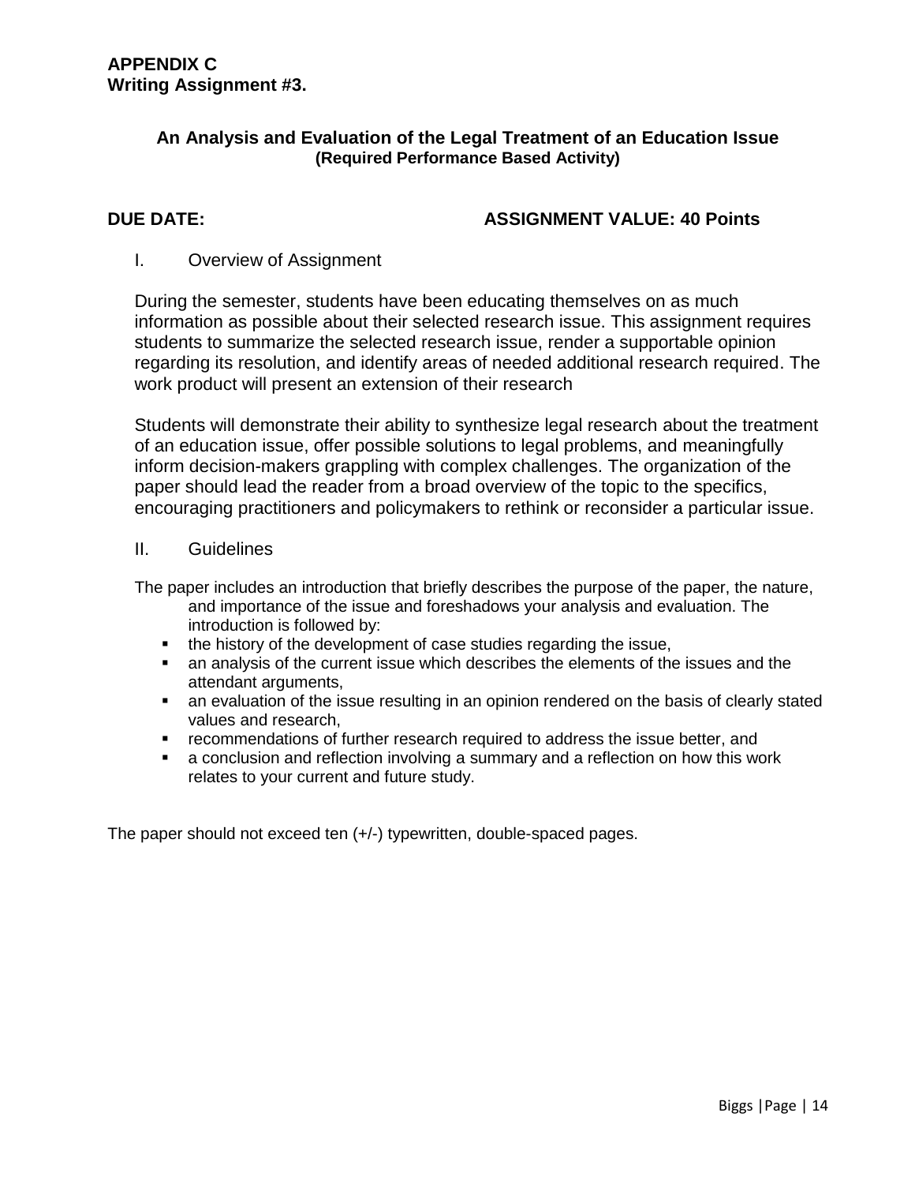**APPENDIX C**
**Writing Assignment #3.**

### An Analysis and Evaluation of the Legal Treatment of an Education Issue
**(Required Performance Based Activity)**

**DUE DATE:** **ASSIGNMENT VALUE: 40 Points**

I. Overview of Assignment

During the semester, students have been educating themselves on as much information as possible about their selected research issue. This assignment requires students to summarize the selected research issue, render a supportable opinion regarding its resolution, and identify areas of needed additional research required. The work product will present an extension of their research

Students will demonstrate their ability to synthesize legal research about the treatment of an education issue, offer possible solutions to legal problems, and meaningfully inform decision-makers grappling with complex challenges. The organization of the paper should lead the reader from a broad overview of the topic to the specifics, encouraging practitioners and policymakers to rethink or reconsider a particular issue.

II. Guidelines

The paper includes an introduction that briefly describes the purpose of the paper, the nature, and importance of the issue and foreshadows your analysis and evaluation. The introduction is followed by:

- the history of the development of case studies regarding the issue,
- an analysis of the current issue which describes the elements of the issues and the attendant arguments,
- an evaluation of the issue resulting in an opinion rendered on the basis of clearly stated values and research,
- recommendations of further research required to address the issue better, and
- a conclusion and reflection involving a summary and a reflection on how this work relates to your current and future study.

The paper should not exceed ten (+/-) typewritten, double-spaced pages.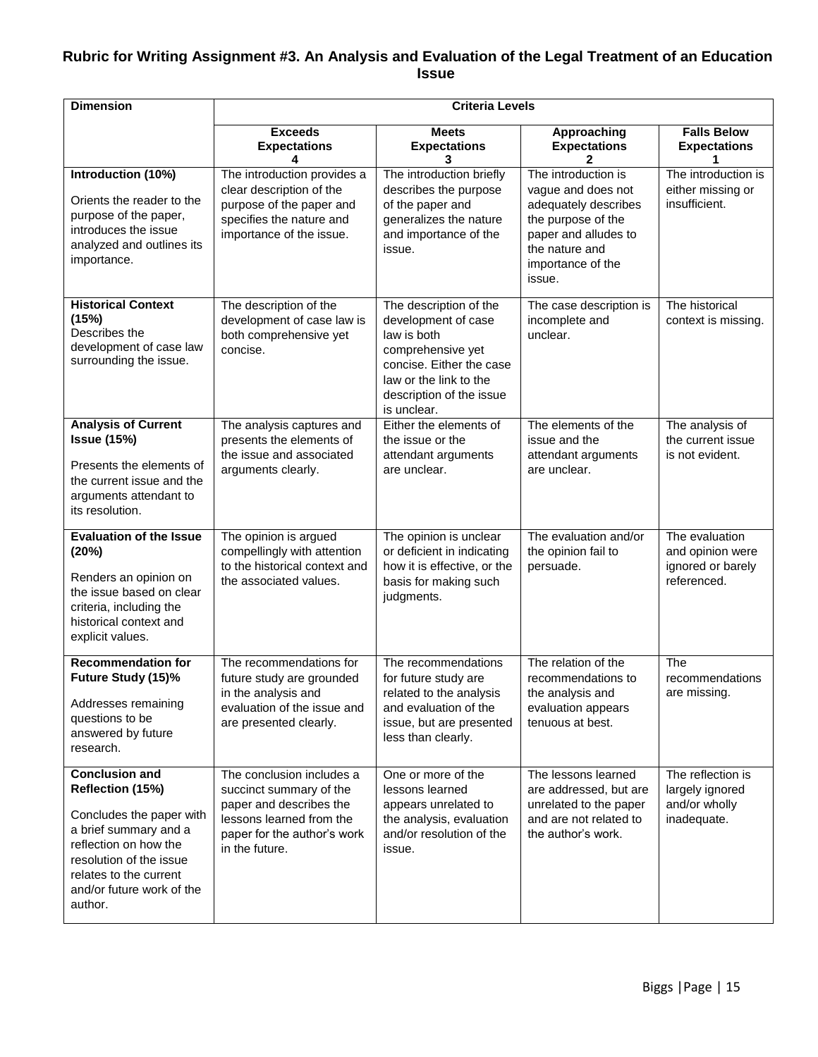## Rubric for Writing Assignment #3. An Analysis and Evaluation of the Legal Treatment of an Education Issue

| Dimension | Criteria Levels | | | |
|---|---|---|---|---|
| | **Exceeds Expectations 4** | **Meets Expectations 3** | **Approaching Expectations 2** | **Falls Below Expectations 1** |
| **Introduction (10%)**<br><br>Orients the reader to the purpose of the paper, introduces the issue analyzed and outlines its importance. | The introduction provides a clear description of the purpose of the paper and specifies the nature and importance of the issue. | The introduction briefly describes the purpose of the paper and generalizes the nature and importance of the issue. | The introduction is vague and does not adequately describes the purpose of the paper and alludes to the nature and importance of the issue. | The introduction is either missing or insufficient. |
| **Historical Context (15%)**<br>Describes the development of case law surrounding the issue. | The description of the development of case law is both comprehensive yet concise. | The description of the development of case law is both comprehensive yet concise. Either the case law or the link to the description of the issue is unclear. | The case description is incomplete and unclear. | The historical context is missing. |
| **Analysis of Current Issue (15%)**<br><br>Presents the elements of the current issue and the arguments attendant to its resolution. | The analysis captures and presents the elements of the issue and associated arguments clearly. | Either the elements of the issue or the attendant arguments are unclear. | The elements of the issue and the attendant arguments are unclear. | The analysis of the current issue is not evident. |
| **Evaluation of the Issue (20%)**<br><br>Renders an opinion on the issue based on clear criteria, including the historical context and explicit values. | The opinion is argued compellingly with attention to the historical context and the associated values. | The opinion is unclear or deficient in indicating how it is effective, or the basis for making such judgments. | The evaluation and/or the opinion fail to persuade. | The evaluation and opinion were ignored or barely referenced. |
| **Recommendation for Future Study (15)%**<br><br>Addresses remaining questions to be answered by future research. | The recommendations for future study are grounded in the analysis and evaluation of the issue and are presented clearly. | The recommendations for future study are related to the analysis and evaluation of the issue, but are presented less than clearly. | The relation of the recommendations to the analysis and evaluation appears tenuous at best. | The recommendations are missing. |
| **Conclusion and Reflection (15%)**<br><br>Concludes the paper with a brief summary and a reflection on how the resolution of the issue relates to the current and/or future work of the author. | The conclusion includes a succinct summary of the paper and describes the lessons learned from the paper for the author's work in the future. | One or more of the lessons learned appears unrelated to the analysis, evaluation and/or resolution of the issue. | The lessons learned are addressed, but are unrelated to the paper and are not related to the author's work. | The reflection is largely ignored and/or wholly inadequate. |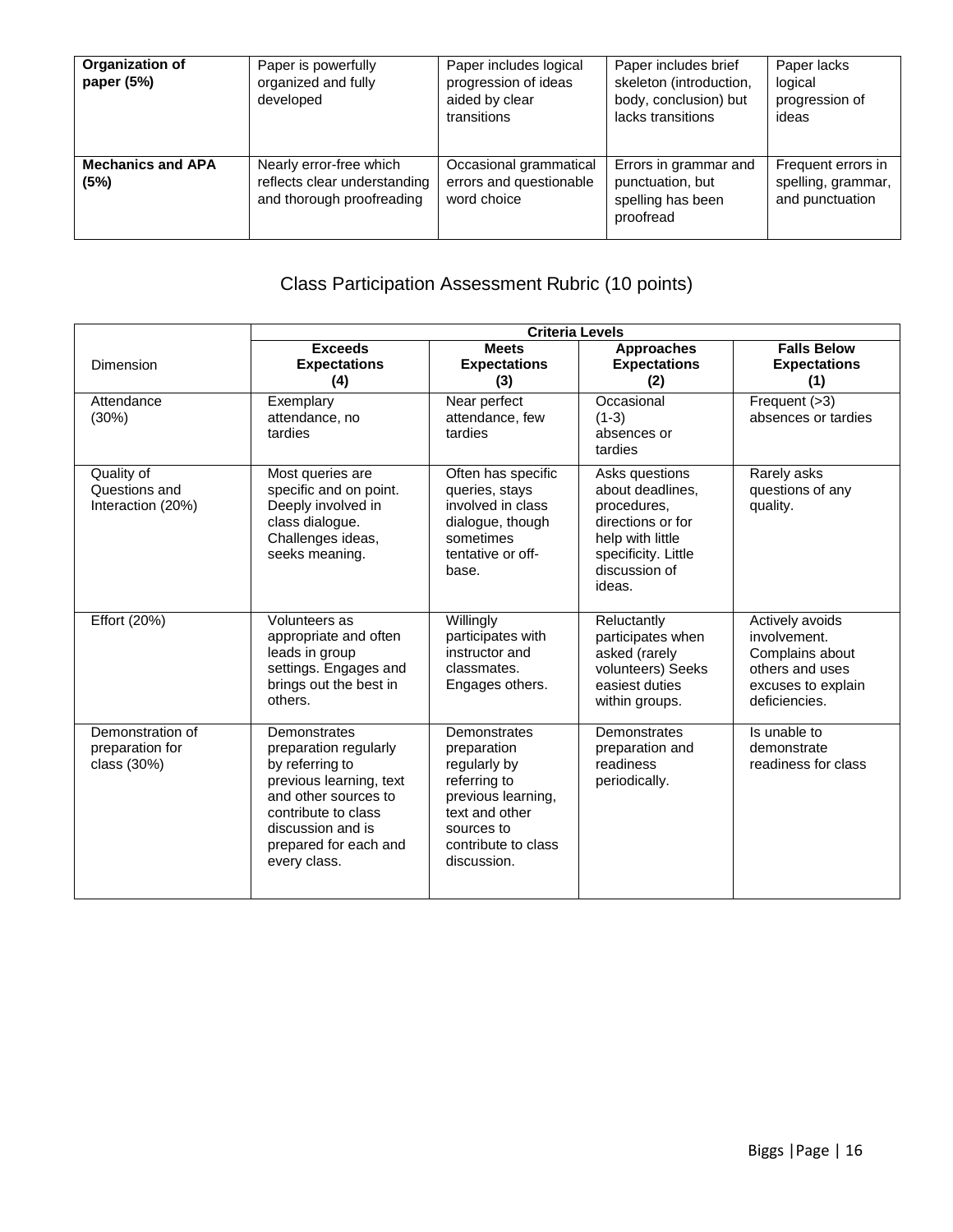| | | | | |
|---|---|---|---|---|
| **Organization of paper (5%)** | Paper is powerfully organized and fully developed | Paper includes logical progression of ideas aided by clear transitions | Paper includes brief skeleton (introduction, body, conclusion) but lacks transitions | Paper lacks logical progression of ideas |
| **Mechanics and APA (5%)** | Nearly error-free which reflects clear understanding and thorough proofreading | Occasional grammatical errors and questionable word choice | Errors in grammar and punctuation, but spelling has been proofread | Frequent errors in spelling, grammar, and punctuation |

## Class Participation Assessment Rubric (10 points)

| | **Criteria Levels** | | | |
|---|---|---|---|---|
| Dimension | **Exceeds Expectations (4)** | **Meets Expectations (3)** | **Approaches Expectations (2)** | **Falls Below Expectations (1)** |
| Attendance (30%) | Exemplary attendance, no tardies | Near perfect attendance, few tardies | Occasional (1-3) absences or tardies | Frequent (>3) absences or tardies |
| Quality of Questions and Interaction (20%) | Most queries are specific and on point. Deeply involved in class dialogue. Challenges ideas, seeks meaning. | Often has specific queries, stays involved in class dialogue, though sometimes tentative or off-base. | Asks questions about deadlines, procedures, directions or for help with little specificity. Little discussion of ideas. | Rarely asks questions of any quality. |
| Effort (20%) | Volunteers as appropriate and often leads in group settings. Engages and brings out the best in others. | Willingly participates with instructor and classmates. Engages others. | Reluctantly participates when asked (rarely olunteers) Seeks easiest duties within groups. | Actively avoids involvement. Complains about others and uses excuses to explain deficiencies. |
| Demonstration of preparation for class (30%) | Demonstrates preparation regularly by referring to previous learning, text and other sources to contribute to class discussion and is prepared for each and every class. | Demonstrates preparation regularly by referring to previous learning, text and other sources to contribute to class discussion. | Demonstrates preparation and readiness periodically. | Is unable to demonstrate readiness for class |